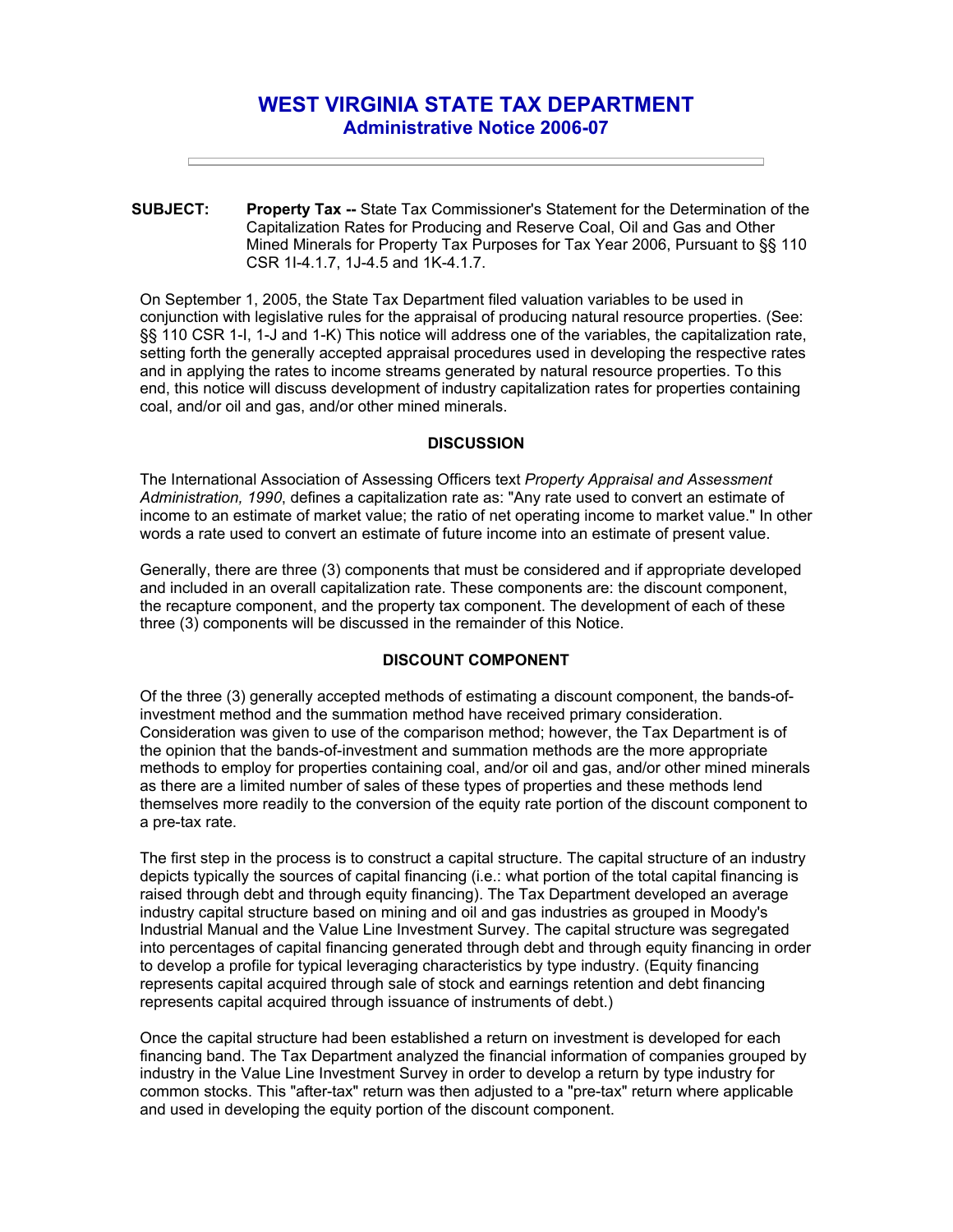# WEST VIRGINIA STATE TAX DEPARTMENT

## Administrative Notice 2006-07

---

**SUBJECT:** **Property Tax --** State Tax Commissioner's Statement for the Determination of the Capitalization Rates for Producing and Reserve Coal, Oil and Gas and Other Mined Minerals for Property Tax Purposes for Tax Year 2006, Pursuant to §§ 110 CSR 1I-4.1.7, 1J-4.5 and 1K-4.1.7.

On September 1, 2005, the State Tax Department filed valuation variables to be used in conjunction with legislative rules for the appraisal of producing natural resource properties. (See: §§ 110 CSR 1-I, 1-J and 1-K) This notice will address one of the variables, the capitalization rate, setting forth the generally accepted appraisal procedures used in developing the respective rates and in applying the rates to income streams generated by natural resource properties. To this end, this notice will discuss development of industry capitalization rates for properties containing coal, and/or oil and gas, and/or other mined minerals.

### DISCUSSION

The International Association of Assessing Officers text *Property Appraisal and Assessment Administration, 1990*, defines a capitalization rate as: "Any rate used to convert an estimate of income to an estimate of market value; the ratio of net operating income to market value." In other words a rate used to convert an estimate of future income into an estimate of present value.

Generally, there are three (3) components that must be considered and if appropriate developed and included in an overall capitalization rate. These components are: the discount component, the recapture component, and the property tax component. The development of each of these three (3) components will be discussed in the remainder of this Notice.

### DISCOUNT COMPONENT

Of the three (3) generally accepted methods of estimating a discount component, the bands-of-investment method and the summation method have received primary consideration. Consideration was given to use of the comparison method; however, the Tax Department is of the opinion that the bands-of-investment and summation methods are the more appropriate methods to employ for properties containing coal, and/or oil and gas, and/or other mined minerals as there are a limited number of sales of these types of properties and these methods lend themselves more readily to the conversion of the equity rate portion of the discount component to a pre-tax rate.

The first step in the process is to construct a capital structure. The capital structure of an industry depicts typically the sources of capital financing (i.e.: what portion of the total capital financing is raised through debt and through equity financing). The Tax Department developed an average industry capital structure based on mining and oil and gas industries as grouped in Moody's Industrial Manual and the Value Line Investment Survey. The capital structure was segregated into percentages of capital financing generated through debt and through equity financing in order to develop a profile for typical leveraging characteristics by type industry. (Equity financing represents capital acquired through sale of stock and earnings retention and debt financing represents capital acquired through issuance of instruments of debt.)

Once the capital structure had been established a return on investment is developed for each financing band. The Tax Department analyzed the financial information of companies grouped by industry in the Value Line Investment Survey in order to develop a return by type industry for common stocks. This "after-tax" return was then adjusted to a "pre-tax" return where applicable and used in developing the equity portion of the discount component.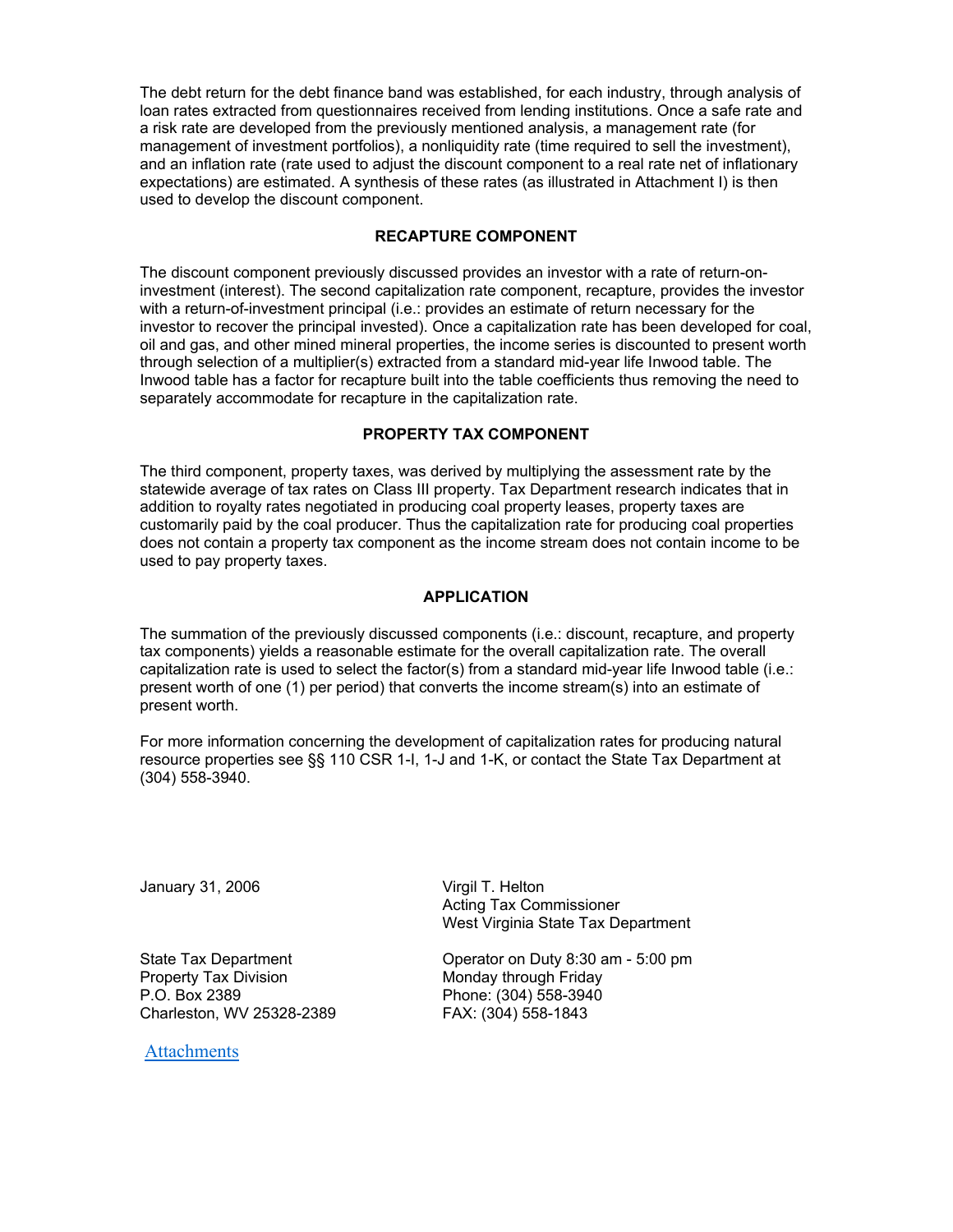The debt return for the debt finance band was established, for each industry, through analysis of loan rates extracted from questionnaires received from lending institutions. Once a safe rate and a risk rate are developed from the previously mentioned analysis, a management rate (for management of investment portfolios), a nonliquidity rate (time required to sell the investment), and an inflation rate (rate used to adjust the discount component to a real rate net of inflationary expectations) are estimated. A synthesis of these rates (as illustrated in Attachment I) is then used to develop the discount component.

## RECAPTURE COMPONENT

The discount component previously discussed provides an investor with a rate of return-on-investment (interest). The second capitalization rate component, recapture, provides the investor with a return-of-investment principal (i.e.: provides an estimate of return necessary for the investor to recover the principal invested). Once a capitalization rate has been developed for coal, oil and gas, and other mined mineral properties, the income series is discounted to present worth through selection of a multiplier(s) extracted from a standard mid-year life Inwood table. The Inwood table has a factor for recapture built into the table coefficients thus removing the need to separately accommodate for recapture in the capitalization rate.

## PROPERTY TAX COMPONENT

The third component, property taxes, was derived by multiplying the assessment rate by the statewide average of tax rates on Class III property. Tax Department research indicates that in addition to royalty rates negotiated in producing coal property leases, property taxes are customarily paid by the coal producer. Thus the capitalization rate for producing coal properties does not contain a property tax component as the income stream does not contain income to be used to pay property taxes.

## APPLICATION

The summation of the previously discussed components (i.e.: discount, recapture, and property tax components) yields a reasonable estimate for the overall capitalization rate. The overall capitalization rate is used to select the factor(s) from a standard mid-year life Inwood table (i.e.: present worth of one (1) per period) that converts the income stream(s) into an estimate of present worth.

For more information concerning the development of capitalization rates for producing natural resource properties see §§ 110 CSR 1-I, 1-J and 1-K, or contact the State Tax Department at (304) 558-3940.

January 31, 2006

Virgil T. Helton
Acting Tax Commissioner
West Virginia State Tax Department

State Tax Department
Property Tax Division
P.O. Box 2389
Charleston, WV 25328-2389

Operator on Duty 8:30 am - 5:00 pm
Monday through Friday
Phone: (304) 558-3940
FAX: (304) 558-1843

Attachments